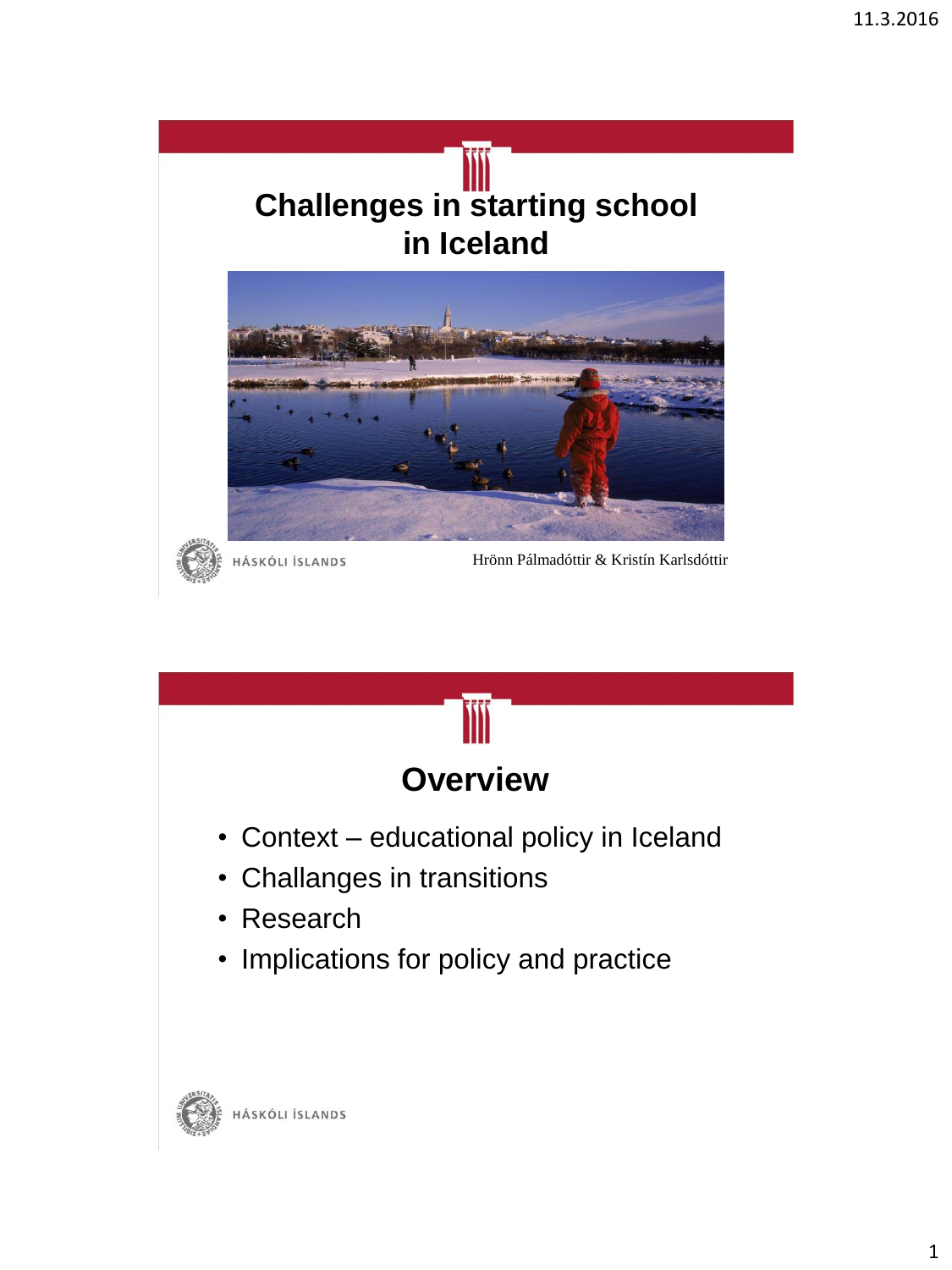# Challenges in starting school in Iceland

HÁSKÓLI ÍSLANDS

Hrönn Pálmadóttir & Kristín Karlsdóttir

## Overview

- Context – educational policy in Iceland
- Challanges in transitions
- Research
- Implications for policy and practice

HÁSKÓLI ÍSLANDS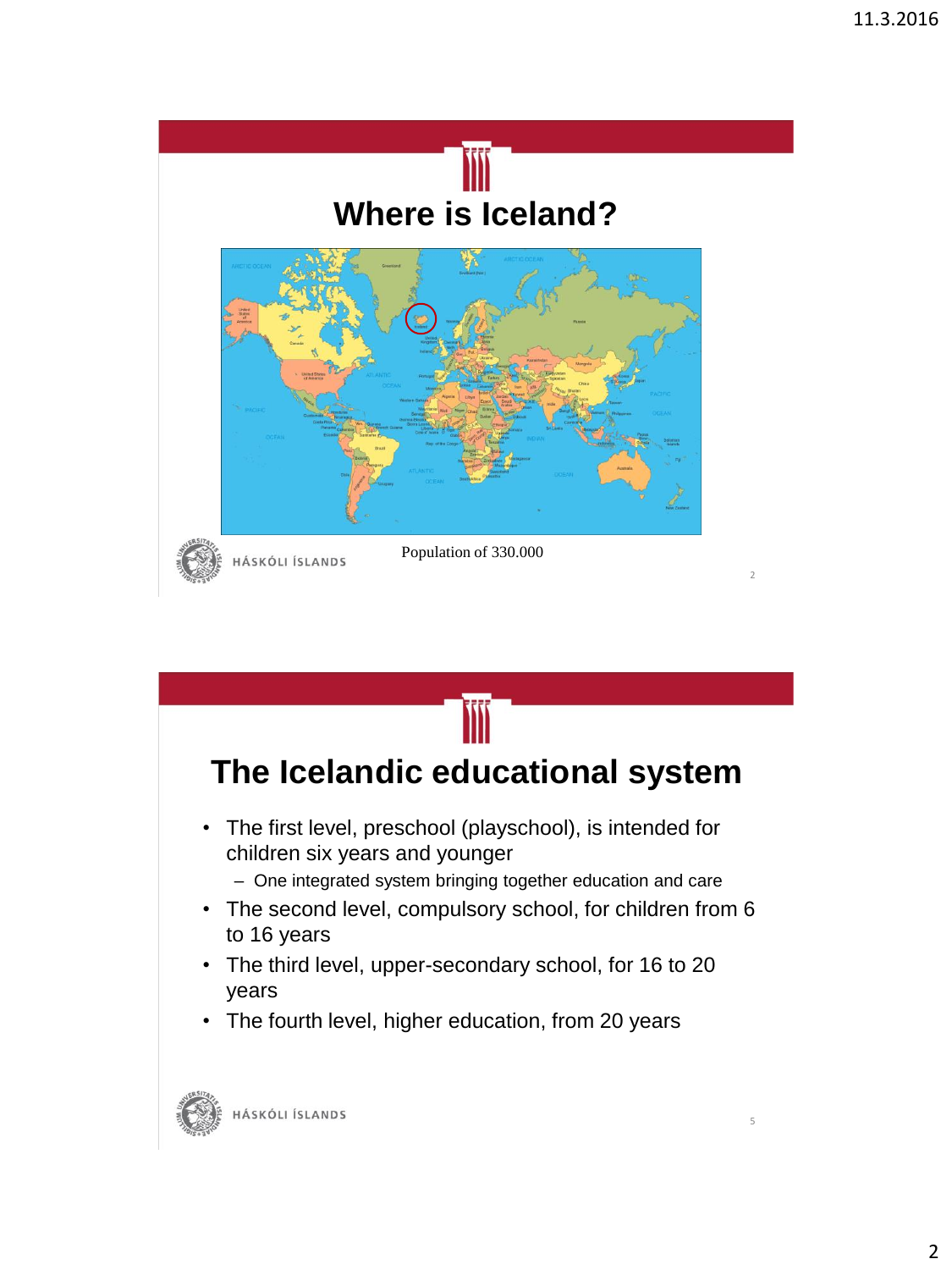## Where is Iceland?

Population of 330.000

## The Icelandic educational system

- The first level, preschool (playschool), is intended for children six years and younger
  - One integrated system bringing together education and care
- The second level, compulsory school, for children from 6 to 16 years
- The third level, upper-secondary school, for 16 to 20 years
- The fourth level, higher education, from 20 years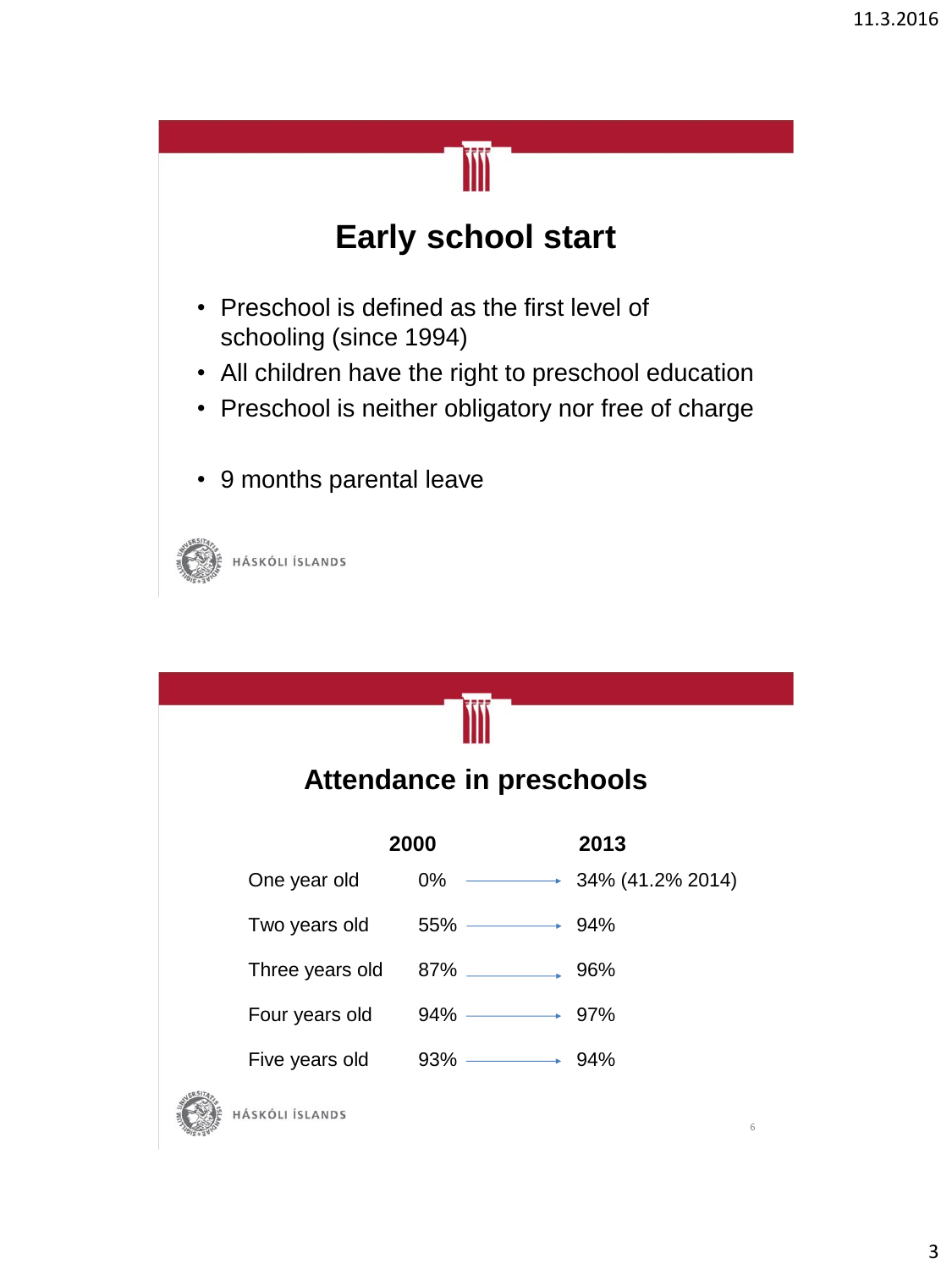# Early school start

- Preschool is defined as the first level of schooling (since 1994)
- All children have the right to preschool education
- Preschool is neither obligatory nor free of charge

- 9 months parental leave

HÁSKÓLI ÍSLANDS

# Attendance in preschools

| | 2000 | | 2013 |
|---|---|---|---|
| One year old | 0% | → | 34% (41.2% 2014) |
| Two years old | 55% | → | 94% |
| Three years old | 87% | → | 96% |
| Four years old | 94% | → | 97% |
| Five years old | 93% | → | 94% |

HÁSKÓLI ÍSLANDS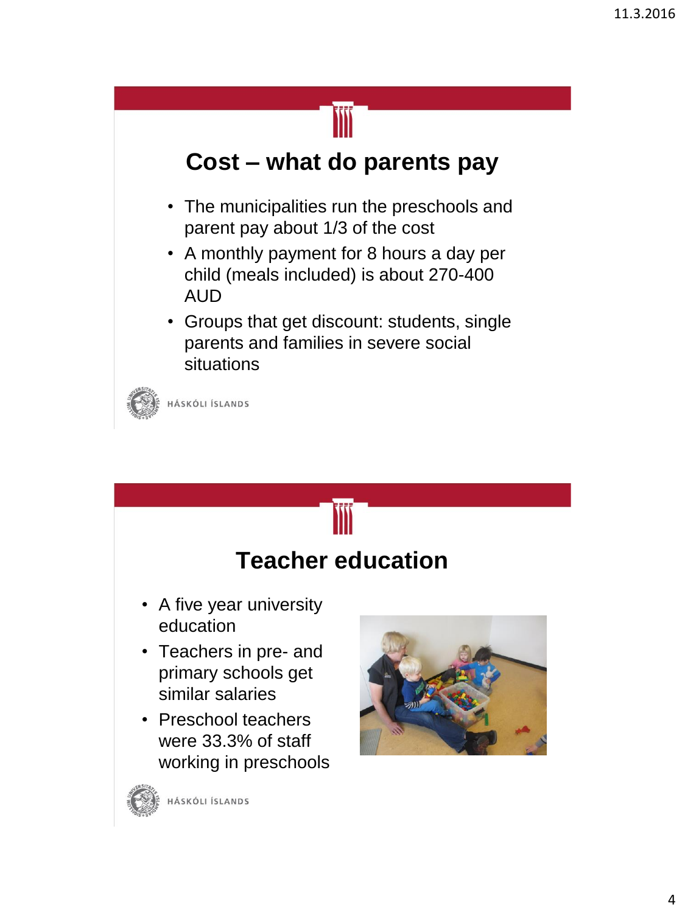## Cost – what do parents pay

- The municipalities run the preschools and parent pay about 1/3 of the cost
- A monthly payment for 8 hours a day per child (meals included) is about 270-400 AUD
- Groups that get discount: students, single parents and families in severe social situations

HÁSKÓLI ÍSLANDS

## Teacher education

- A five year university education
- Teachers in pre- and primary schools get similar salaries
- Preschool teachers were 33.3% of staff working in preschools

HÁSKÓLI ÍSLANDS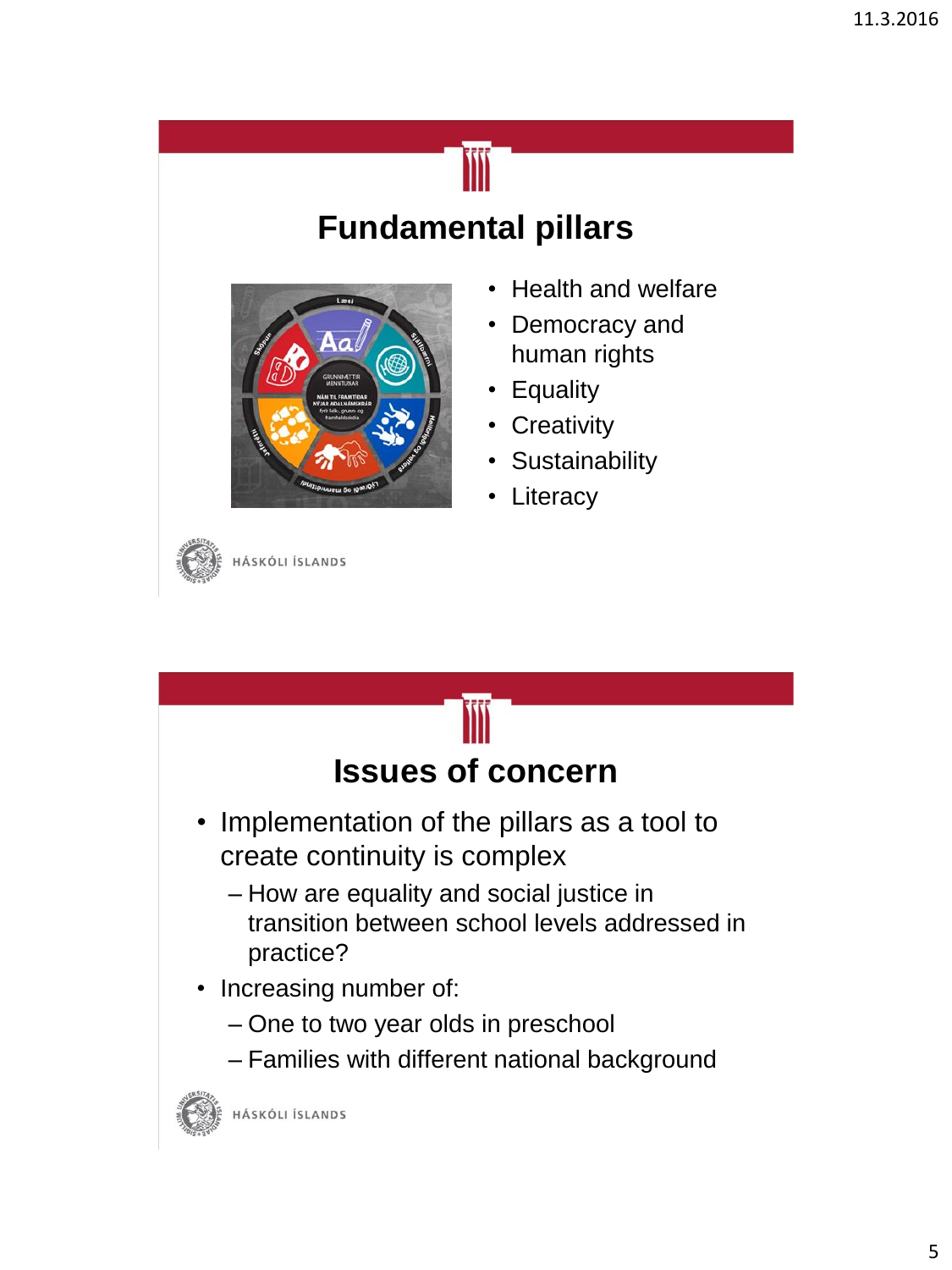# Fundamental pillars

- Health and welfare
- Democracy and human rights
- Equality
- Creativity
- Sustainability
- Literacy

# Issues of concern

- Implementation of the pillars as a tool to create continuity is complex
  - How are equality and social justice in transition between school levels addressed in practice?
- Increasing number of:
  - One to two year olds in preschool
  - Families with different national background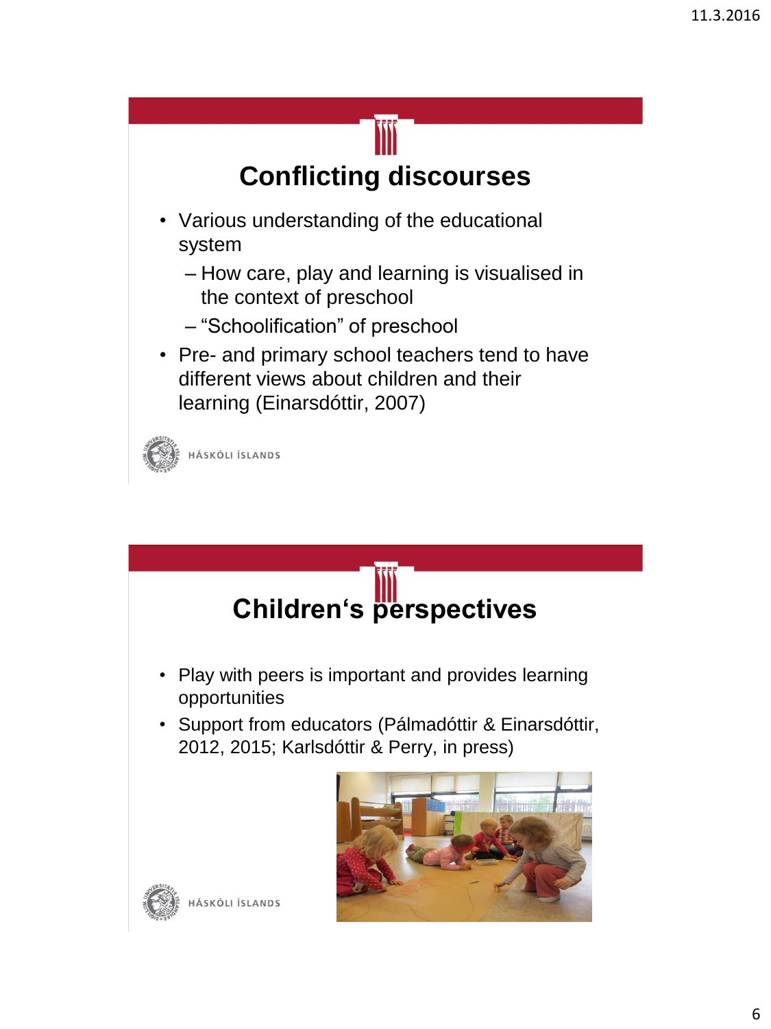## Conflicting discourses

- Various understanding of the educational system
  - How care, play and learning is visualised in the context of preschool
  - “Schoolification” of preschool
- Pre- and primary school teachers tend to have different views about children and their learning (Einarsdóttir, 2007)

## Children‘s perspectives

- Play with peers is important and provides learning opportunities
- Support from educators (Pálmadóttir & Einarsdóttir, 2012, 2015; Karlsdóttir & Perry, in press)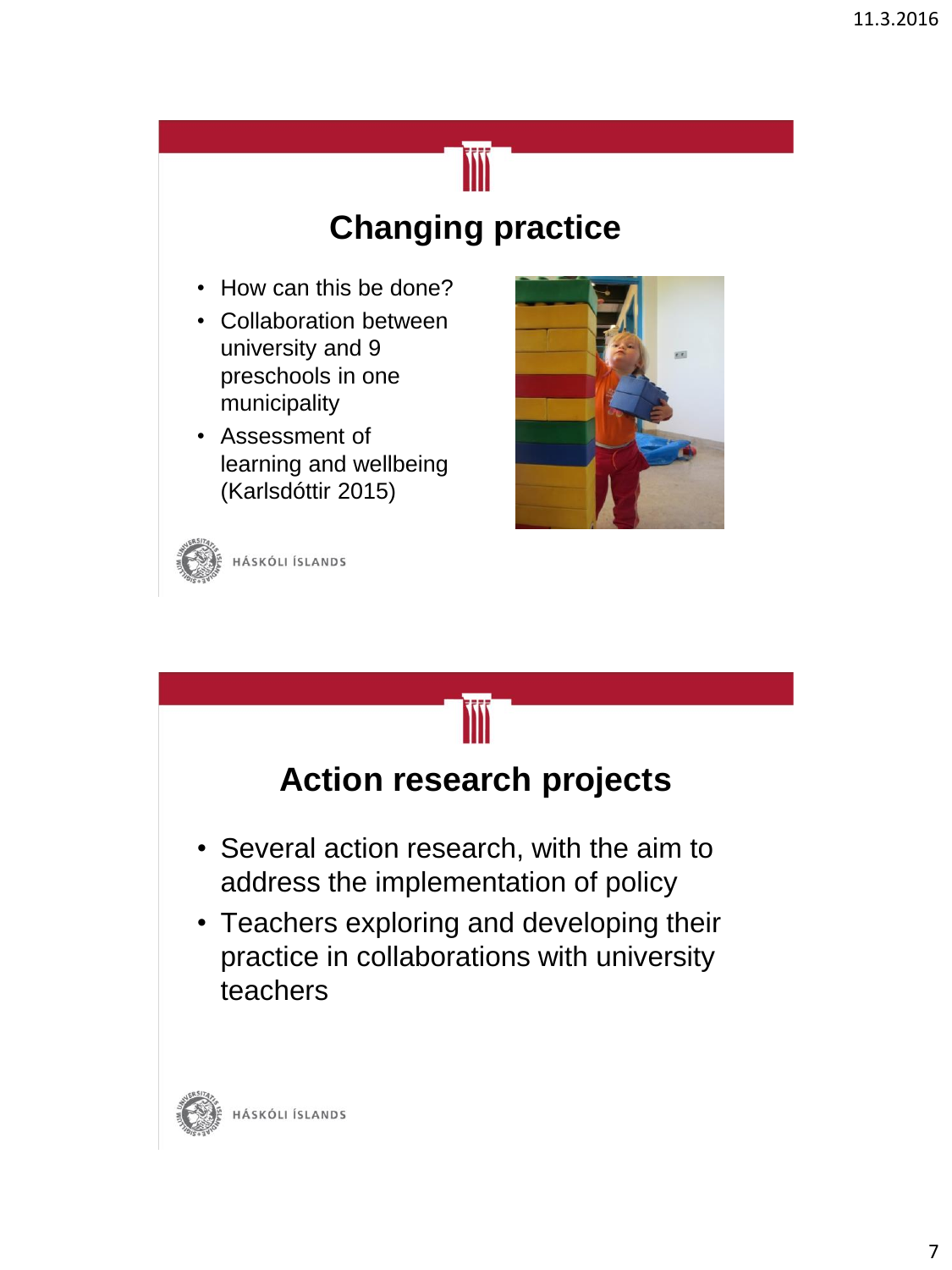# Changing practice

- How can this be done?
- Collaboration between university and 9 preschools in one municipality
- Assessment of learning and wellbeing (Karlsdóttir 2015)

HÁSKÓLI ÍSLANDS

# Action research projects

- Several action research, with the aim to address the implementation of policy
- Teachers exploring and developing their practice in collaborations with university teachers

HÁSKÓLI ÍSLANDS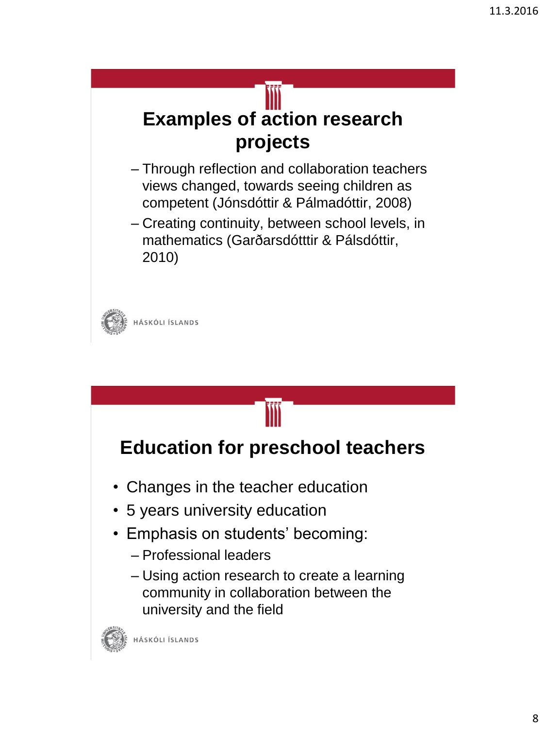## Examples of action research projects

- Through reflection and collaboration teachers views changed, towards seeing children as competent (Jónsdóttir & Pálmadóttir, 2008)
- Creating continuity, between school levels, in mathematics (Garðarsdótttir & Pálsdóttir, 2010)

HÁSKÓLI ÍSLANDS

## Education for preschool teachers

- Changes in the teacher education
- 5 years university education
- Emphasis on students' becoming:
  - Professional leaders
  - Using action research to create a learning community in collaboration between the university and the field

HÁSKÓLI ÍSLANDS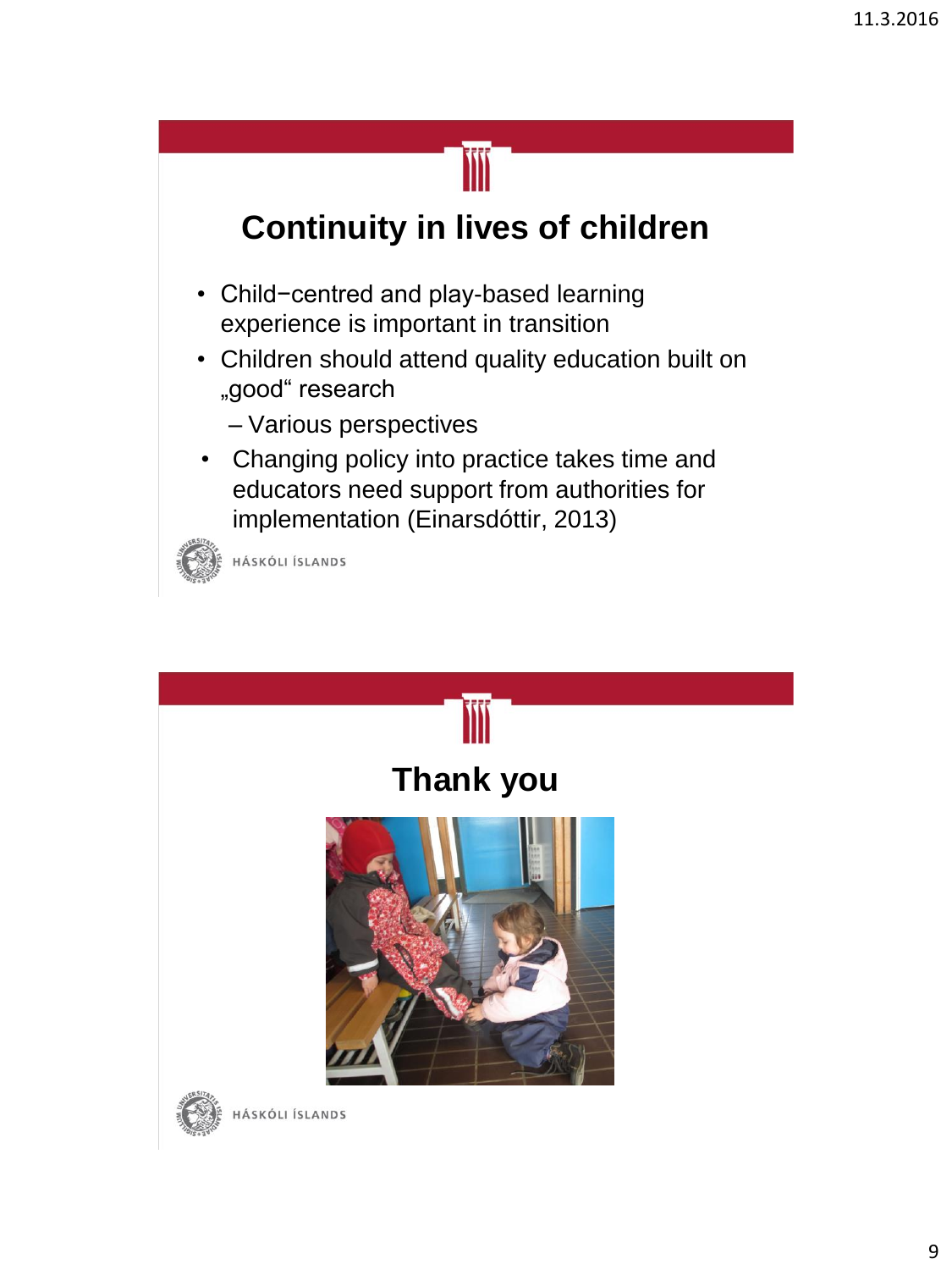## Continuity in lives of children

- Child−centred and play-based learning experience is important in transition
- Children should attend quality education built on „good" research
  - Various perspectives
- Changing policy into practice takes time and educators need support from authorities for implementation (Einarsdóttir, 2013)

HÁSKÓLI ÍSLANDS

## Thank you

HÁSKÓLI ÍSLANDS